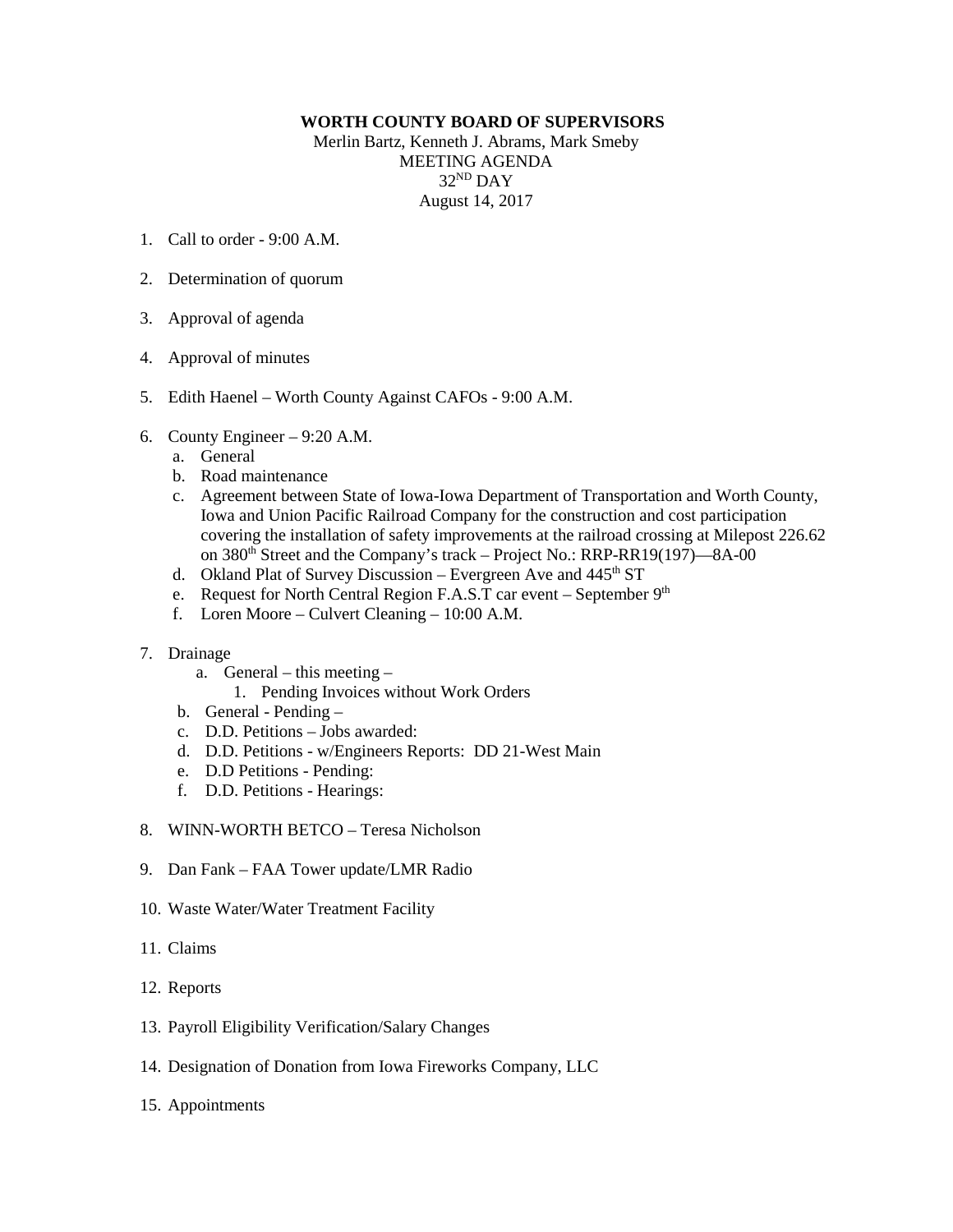**WORTH COUNTY BOARD OF SUPERVISORS**

Merlin Bartz, Kenneth J. Abrams, Mark Smeby

MEETING AGENDA

32ND DAY

August 14, 2017

1. Call to order - 9:00 A.M.

2. Determination of quorum

3. Approval of agenda

4. Approval of minutes

5. Edith Haenel – Worth County Against CAFOs - 9:00 A.M.

6. County Engineer – 9:20 A.M.
   a. General
   b. Road maintenance
   c. Agreement between State of Iowa-Iowa Department of Transportation and Worth County, Iowa and Union Pacific Railroad Company for the construction and cost participation covering the installation of safety improvements at the railroad crossing at Milepost 226.62 on 380th Street and the Company's track – Project No.: RRP-RR19(197)—8A-00
   d. Okland Plat of Survey Discussion – Evergreen Ave and 445th ST
   e. Request for North Central Region F.A.S.T car event – September 9th
   f. Loren Moore – Culvert Cleaning – 10:00 A.M.

7. Drainage
   a. General – this meeting –
      1. Pending Invoices without Work Orders
   b. General - Pending –
   c. D.D. Petitions – Jobs awarded:
   d. D.D. Petitions - w/Engineers Reports: DD 21-West Main
   e. D.D Petitions - Pending:
   f. D.D. Petitions - Hearings:

8. WINN-WORTH BETCO – Teresa Nicholson

9. Dan Fank – FAA Tower update/LMR Radio

10. Waste Water/Water Treatment Facility

11. Claims

12. Reports

13. Payroll Eligibility Verification/Salary Changes

14. Designation of Donation from Iowa Fireworks Company, LLC

15. Appointments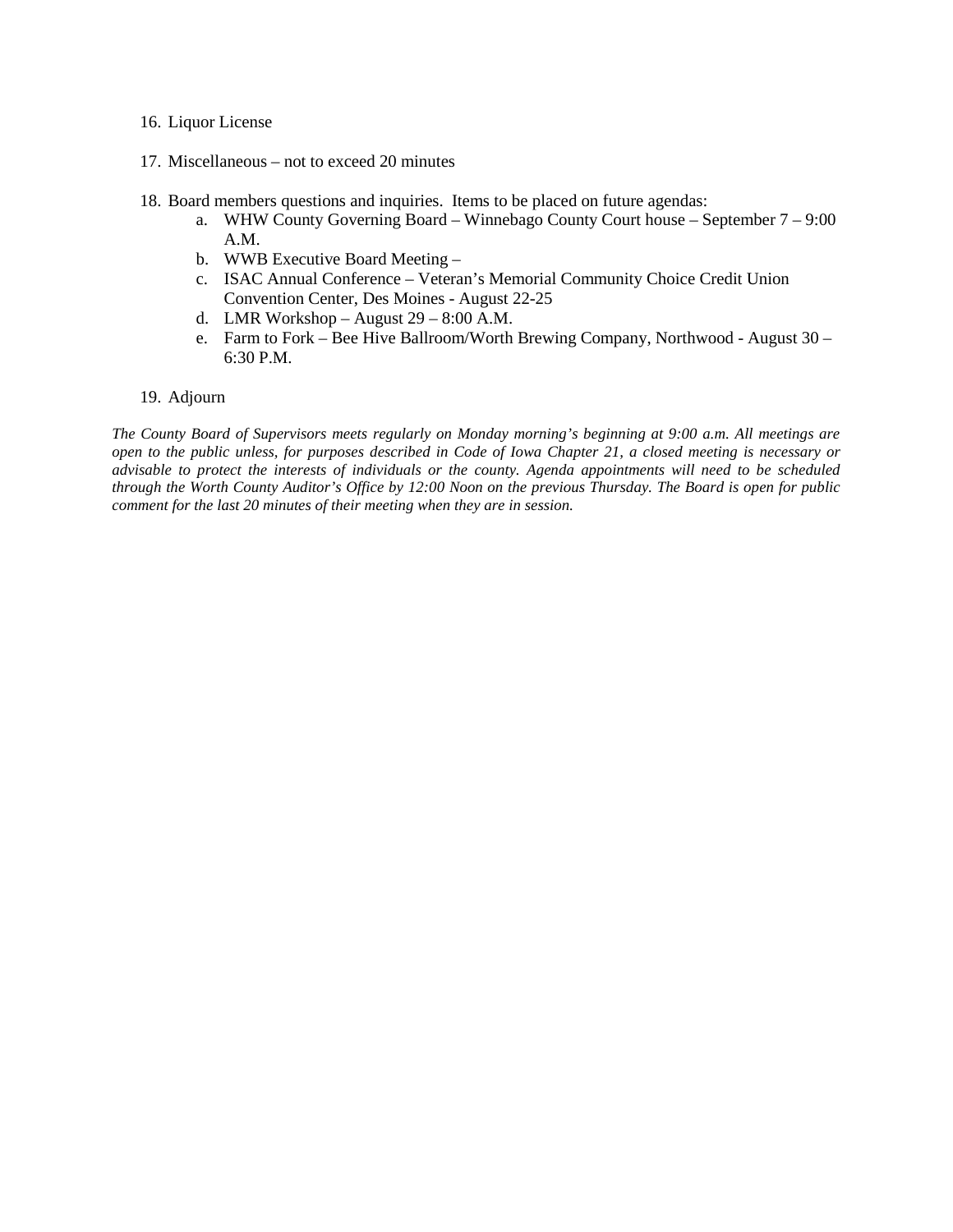16. Liquor License

17. Miscellaneous – not to exceed 20 minutes

18. Board members questions and inquiries. Items to be placed on future agendas:
    a. WHW County Governing Board – Winnebago County Court house – September 7 – 9:00 A.M.
    b. WWB Executive Board Meeting –
    c. ISAC Annual Conference – Veteran's Memorial Community Choice Credit Union Convention Center, Des Moines - August 22-25
    d. LMR Workshop – August 29 – 8:00 A.M.
    e. Farm to Fork – Bee Hive Ballroom/Worth Brewing Company, Northwood - August 30 – 6:30 P.M.

19. Adjourn

*The County Board of Supervisors meets regularly on Monday morning's beginning at 9:00 a.m. All meetings are open to the public unless, for purposes described in Code of Iowa Chapter 21, a closed meeting is necessary or advisable to protect the interests of individuals or the county. Agenda appointments will need to be scheduled through the Worth County Auditor's Office by 12:00 Noon on the previous Thursday. The Board is open for public comment for the last 20 minutes of their meeting when they are in session.*